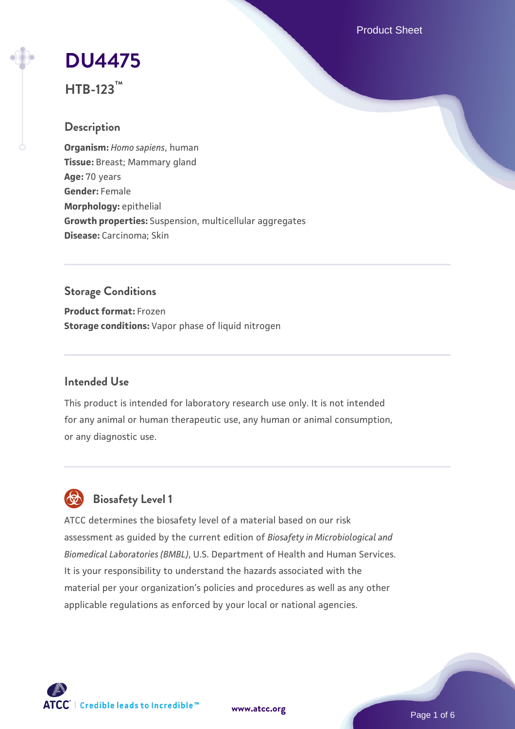# DU4475

**HTB-123™**

## Description

**Organism:** *Homo sapiens*, human
**Tissue:** Breast; Mammary gland
**Age:** 70 years
**Gender:** Female
**Morphology:** epithelial
**Growth properties:** Suspension, multicellular aggregates
**Disease:** Carcinoma; Skin

## Storage Conditions

**Product format:** Frozen
**Storage conditions:** Vapor phase of liquid nitrogen

## Intended Use

This product is intended for laboratory research use only. It is not intended for any animal or human therapeutic use, any human or animal consumption, or any diagnostic use.

## Biosafety Level 1

ATCC determines the biosafety level of a material based on our risk assessment as guided by the current edition of *Biosafety in Microbiological and Biomedical Laboratories (BMBL)*, U.S. Department of Health and Human Services. It is your responsibility to understand the hazards associated with the material per your organization's policies and procedures as well as any other applicable regulations as enforced by your local or national agencies.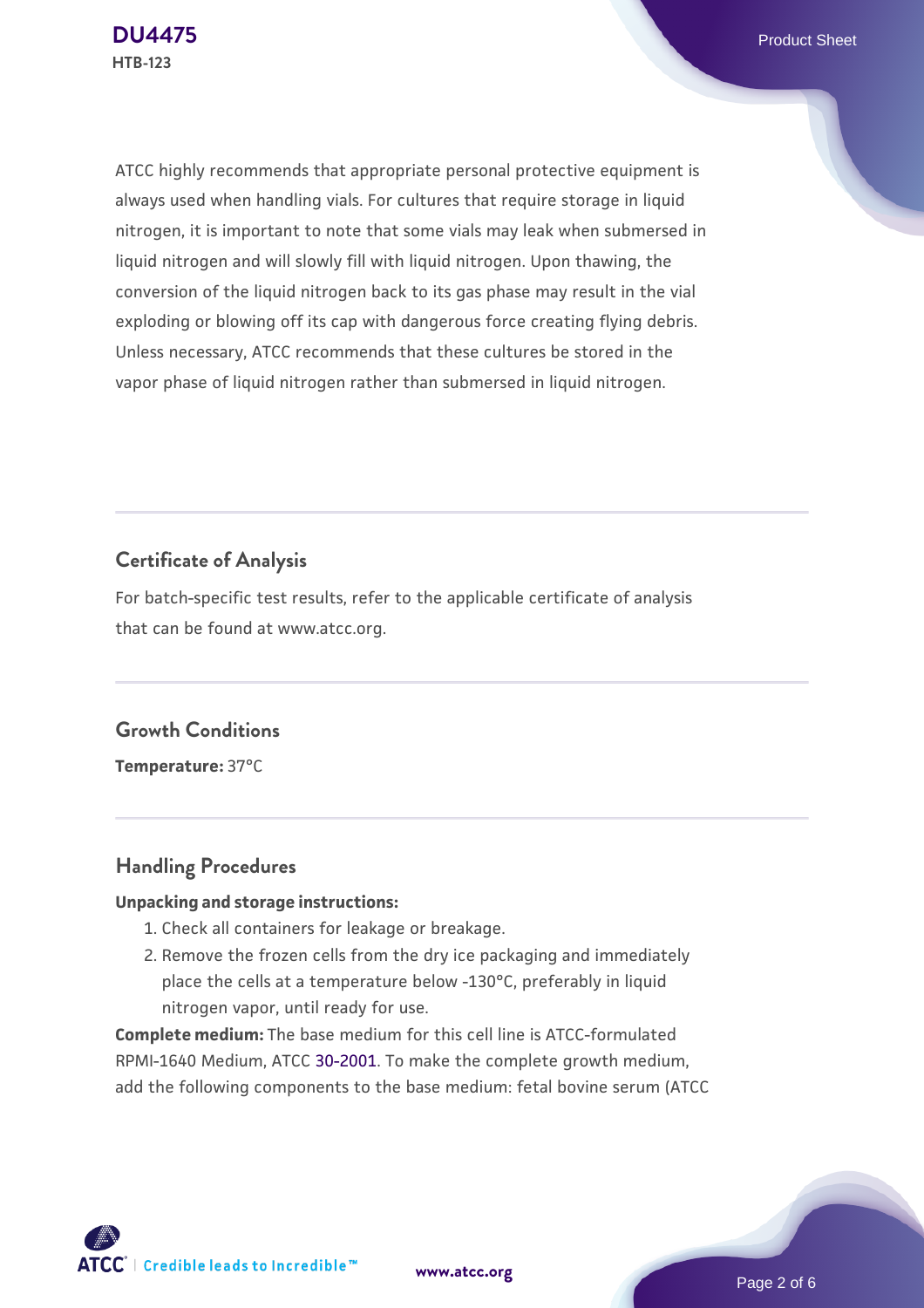ATCC highly recommends that appropriate personal protective equipment is always used when handling vials. For cultures that require storage in liquid nitrogen, it is important to note that some vials may leak when submersed in liquid nitrogen and will slowly fill with liquid nitrogen. Upon thawing, the conversion of the liquid nitrogen back to its gas phase may result in the vial exploding or blowing off its cap with dangerous force creating flying debris. Unless necessary, ATCC recommends that these cultures be stored in the vapor phase of liquid nitrogen rather than submersed in liquid nitrogen.

## Certificate of Analysis

For batch-specific test results, refer to the applicable certificate of analysis that can be found at www.atcc.org.

## Growth Conditions

**Temperature:** 37°C

## Handling Procedures

**Unpacking and storage instructions:**

1. Check all containers for leakage or breakage.
2. Remove the frozen cells from the dry ice packaging and immediately place the cells at a temperature below -130°C, preferably in liquid nitrogen vapor, until ready for use.

**Complete medium:** The base medium for this cell line is ATCC-formulated RPMI-1640 Medium, ATCC 30-2001. To make the complete growth medium, add the following components to the base medium: fetal bovine serum (ATCC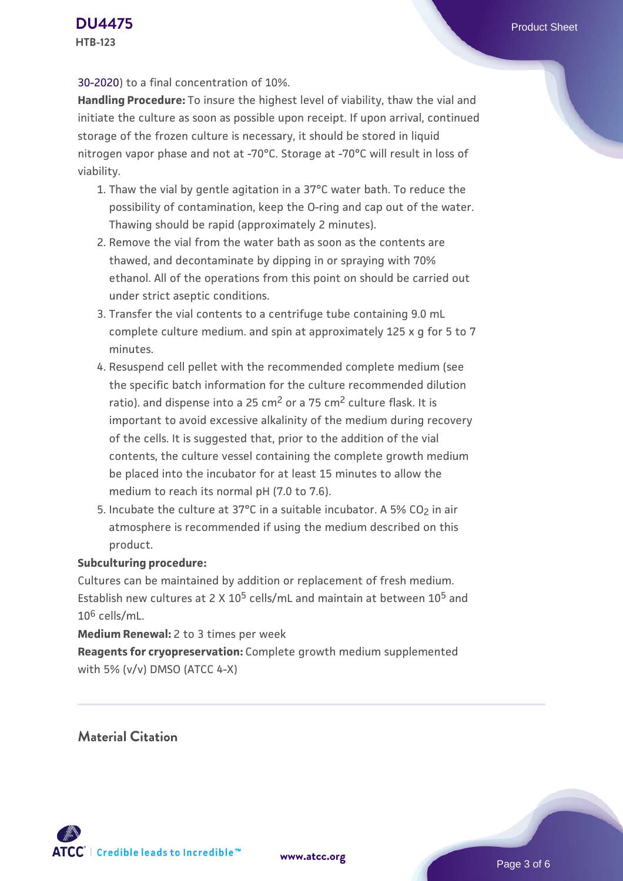30-2020) to a final concentration of 10%.

**Handling Procedure:** To insure the highest level of viability, thaw the vial and initiate the culture as soon as possible upon receipt. If upon arrival, continued storage of the frozen culture is necessary, it should be stored in liquid nitrogen vapor phase and not at -70°C. Storage at -70°C will result in loss of viability.

1. Thaw the vial by gentle agitation in a 37°C water bath. To reduce the possibility of contamination, keep the O-ring and cap out of the water. Thawing should be rapid (approximately 2 minutes).
2. Remove the vial from the water bath as soon as the contents are thawed, and decontaminate by dipping in or spraying with 70% ethanol. All of the operations from this point on should be carried out under strict aseptic conditions.
3. Transfer the vial contents to a centrifuge tube containing 9.0 mL complete culture medium. and spin at approximately 125 x g for 5 to 7 minutes.
4. Resuspend cell pellet with the recommended complete medium (see the specific batch information for the culture recommended dilution ratio). and dispense into a 25 $cm^2$ or a 75 $cm^2$ culture flask. It is important to avoid excessive alkalinity of the medium during recovery of the cells. It is suggested that, prior to the addition of the vial contents, the culture vessel containing the complete growth medium be placed into the incubator for at least 15 minutes to allow the medium to reach its normal pH (7.0 to 7.6).
5. Incubate the culture at 37°C in a suitable incubator. A 5% $CO_2$ in air atmosphere is recommended if using the medium described on this product.

**Subculturing procedure:**

Cultures can be maintained by addition or replacement of fresh medium. Establish new cultures at 2 X $10^5$ cells/mL and maintain at between $10^5$ and $10^6$ cells/mL.

**Medium Renewal:** 2 to 3 times per week

**Reagents for cryopreservation:** Complete growth medium supplemented with 5% (v/v) DMSO (ATCC 4-X)

## Material Citation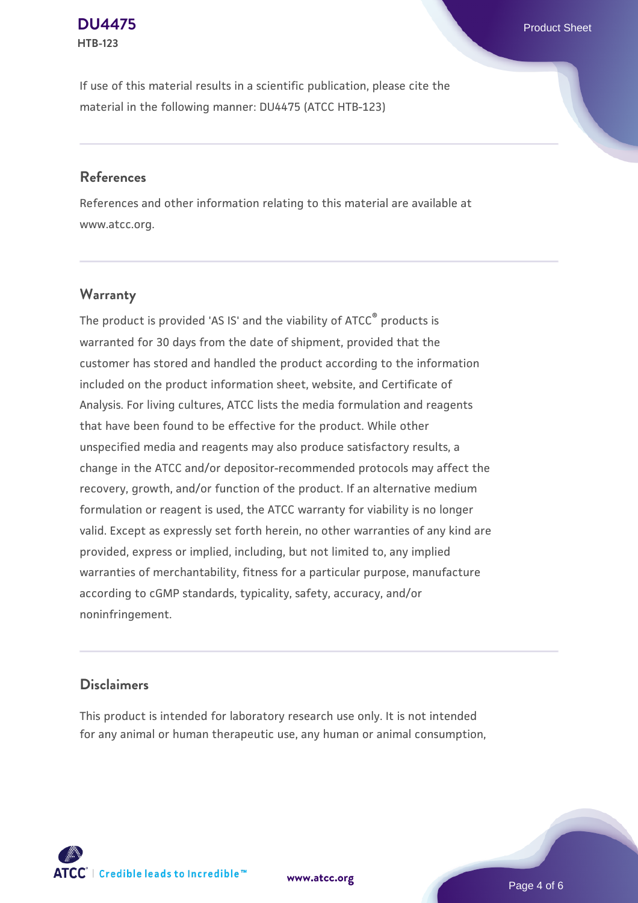If use of this material results in a scientific publication, please cite the material in the following manner: DU4475 (ATCC HTB-123)

## References

References and other information relating to this material are available at www.atcc.org.

## Warranty

The product is provided 'AS IS' and the viability of ATCC® products is warranted for 30 days from the date of shipment, provided that the customer has stored and handled the product according to the information included on the product information sheet, website, and Certificate of Analysis. For living cultures, ATCC lists the media formulation and reagents that have been found to be effective for the product. While other unspecified media and reagents may also produce satisfactory results, a change in the ATCC and/or depositor-recommended protocols may affect the recovery, growth, and/or function of the product. If an alternative medium formulation or reagent is used, the ATCC warranty for viability is no longer valid. Except as expressly set forth herein, no other warranties of any kind are provided, express or implied, including, but not limited to, any implied warranties of merchantability, fitness for a particular purpose, manufacture according to cGMP standards, typicality, safety, accuracy, and/or noninfringement.

## Disclaimers

This product is intended for laboratory research use only. It is not intended for any animal or human therapeutic use, any human or animal consumption,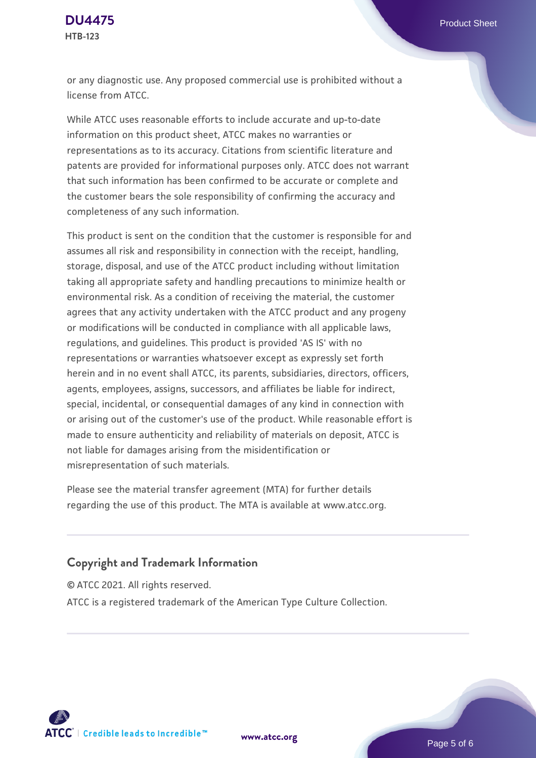or any diagnostic use. Any proposed commercial use is prohibited without a license from ATCC.

While ATCC uses reasonable efforts to include accurate and up-to-date information on this product sheet, ATCC makes no warranties or representations as to its accuracy. Citations from scientific literature and patents are provided for informational purposes only. ATCC does not warrant that such information has been confirmed to be accurate or complete and the customer bears the sole responsibility of confirming the accuracy and completeness of any such information.

This product is sent on the condition that the customer is responsible for and assumes all risk and responsibility in connection with the receipt, handling, storage, disposal, and use of the ATCC product including without limitation taking all appropriate safety and handling precautions to minimize health or environmental risk. As a condition of receiving the material, the customer agrees that any activity undertaken with the ATCC product and any progeny or modifications will be conducted in compliance with all applicable laws, regulations, and guidelines. This product is provided 'AS IS' with no representations or warranties whatsoever except as expressly set forth herein and in no event shall ATCC, its parents, subsidiaries, directors, officers, agents, employees, assigns, successors, and affiliates be liable for indirect, special, incidental, or consequential damages of any kind in connection with or arising out of the customer's use of the product. While reasonable effort is made to ensure authenticity and reliability of materials on deposit, ATCC is not liable for damages arising from the misidentification or misrepresentation of such materials.

Please see the material transfer agreement (MTA) for further details regarding the use of this product. The MTA is available at www.atcc.org.

## Copyright and Trademark Information

© ATCC 2021. All rights reserved.

ATCC is a registered trademark of the American Type Culture Collection.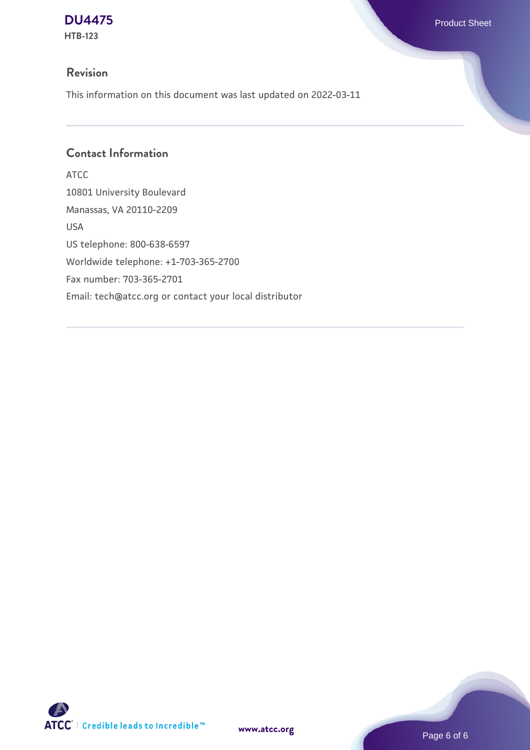## Revision

This information on this document was last updated on 2022-03-11

## Contact Information

ATCC
10801 University Boulevard
Manassas, VA 20110-2209
USA
US telephone: 800-638-6597
Worldwide telephone: +1-703-365-2700
Fax number: 703-365-2701
Email: tech@atcc.org or contact your local distributor